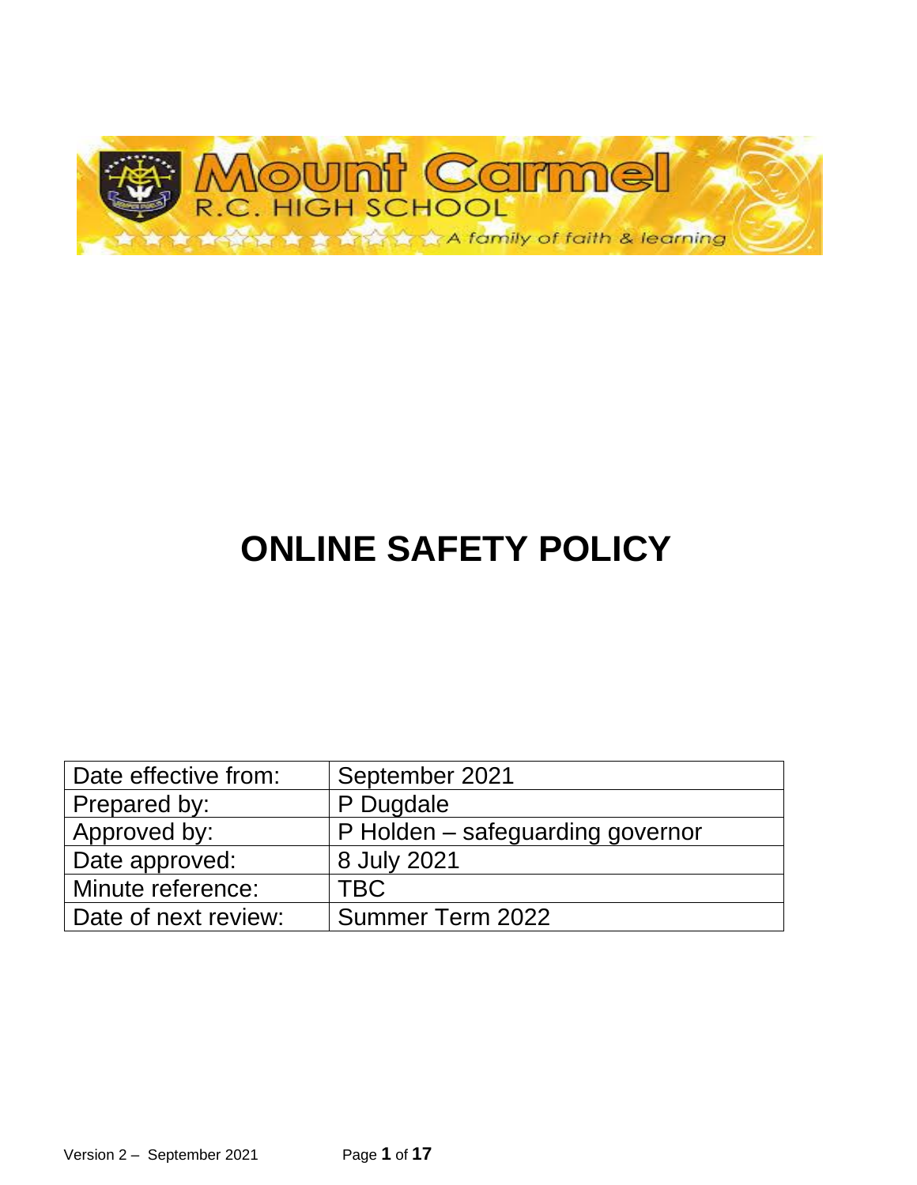Mount Carmel R.C. HIGH SCHOOL

A family of faith & learning

# ONLINE SAFETY POLICY

| Date effective from: | September 2021 |
| --- | --- |
| Prepared by: | P Dugdale |
| Approved by: | P Holden – safeguarding governor |
| Date approved: | 8 July 2021 |
| Minute reference: | TBC |
| Date of next review: | Summer Term 2022 |

Version 2 – September 2021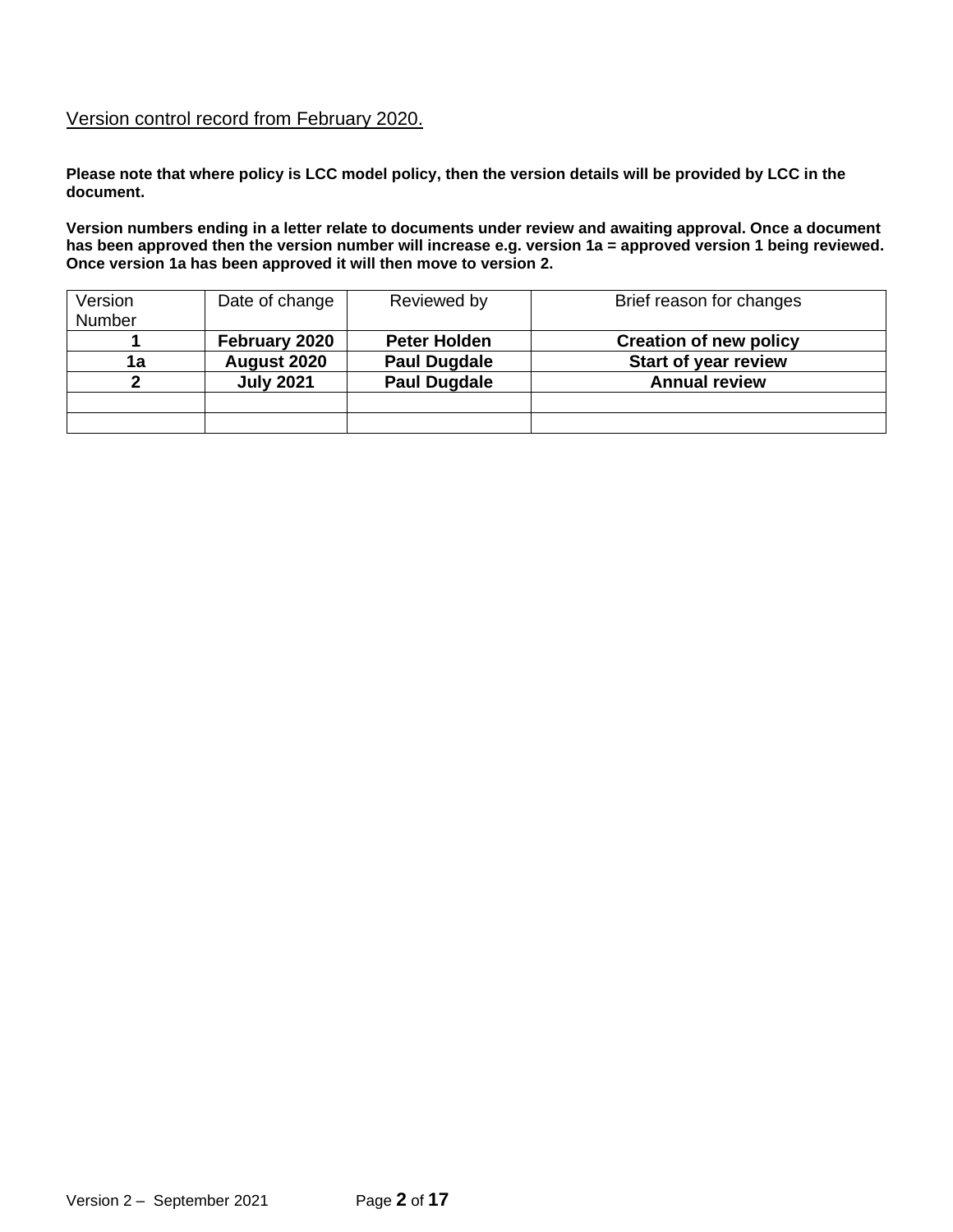Version control record from February 2020.

**Please note that where policy is LCC model policy, then the version details will be provided by LCC in the document.**

**Version numbers ending in a letter relate to documents under review and awaiting approval. Once a document has been approved then the version number will increase e.g. version 1a = approved version 1 being reviewed. Once version 1a has been approved it will then move to version 2.**

| Version Number | Date of change | Reviewed by | Brief reason for changes |
|---|---|---|---|
| **1** | **February 2020** | **Peter Holden** | **Creation of new policy** |
| **1a** | **August 2020** | **Paul Dugdale** | **Start of year review** |
| **2** | **July 2021** | **Paul Dugdale** | **Annual review** |
| | | | |
| | | | |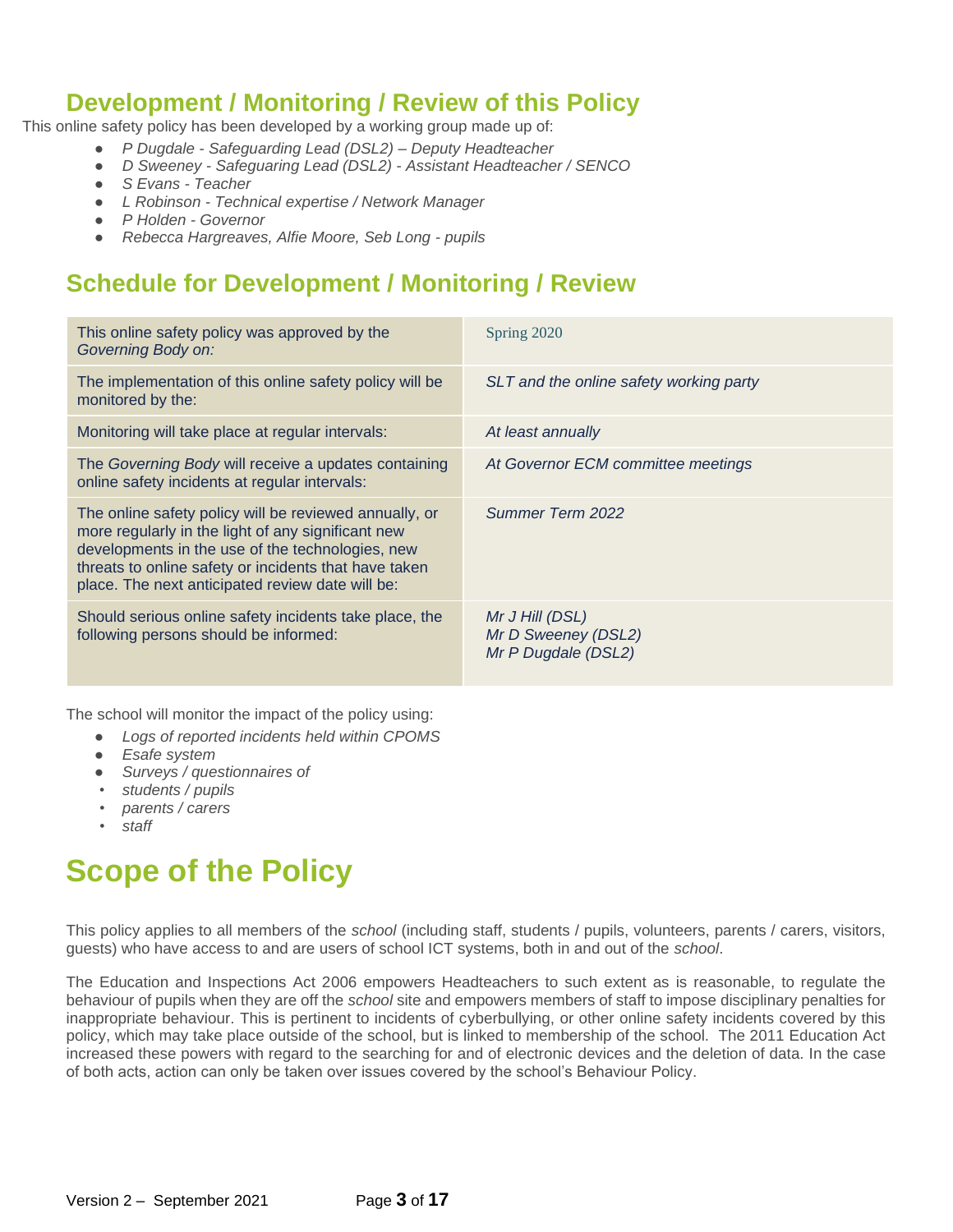## Development / Monitoring / Review of this Policy

This online safety policy has been developed by a working group made up of:

- *P Dugdale - Safeguarding Lead (DSL2) – Deputy Headteacher*
- *D Sweeney - Safeguaring Lead (DSL2) - Assistant Headteacher / SENCO*
- *S Evans - Teacher*
- *L Robinson - Technical expertise / Network Manager*
- *P Holden - Governor*
- *Rebecca Hargreaves, Alfie Moore, Seb Long - pupils*

## Schedule for Development / Monitoring / Review

| | |
|---|---|
| This online safety policy was approved by the *Governing Body on:* | Spring 2020 |
| The implementation of this online safety policy will be monitored by the: | *SLT and the online safety working party* |
| Monitoring will take place at regular intervals: | *At least annually* |
| The *Governing Body* will receive a updates containing online safety incidents at regular intervals: | *At Governor ECM committee meetings* |
| The online safety policy will be reviewed annually, or more regularly in the light of any significant new developments in the use of the technologies, new threats to online safety or incidents that have taken place. The next anticipated review date will be: | *Summer Term 2022* |
| Should serious online safety incidents take place, the following persons should be informed: | *Mr J Hill (DSL)*<br>*Mr D Sweeney (DSL2)*<br>*Mr P Dugdale (DSL2)* |

The school will monitor the impact of the policy using:

- *Logs of reported incidents held within CPOMS*
- *Esafe system*
- *Surveys / questionnaires of*
- *students / pupils*
- *parents / carers*
- *staff*

# Scope of the Policy

This policy applies to all members of the *school* (including staff, students / pupils, volunteers, parents / carers, visitors, guests) who have access to and are users of school ICT systems, both in and out of the *school*.

The Education and Inspections Act 2006 empowers Headteachers to such extent as is reasonable, to regulate the behaviour of pupils when they are off the *school* site and empowers members of staff to impose disciplinary penalties for inappropriate behaviour. This is pertinent to incidents of cyberbullying, or other online safety incidents covered by this policy, which may take place outside of the school, but is linked to membership of the school. The 2011 Education Act increased these powers with regard to the searching for and of electronic devices and the deletion of data. In the case of both acts, action can only be taken over issues covered by the school's Behaviour Policy.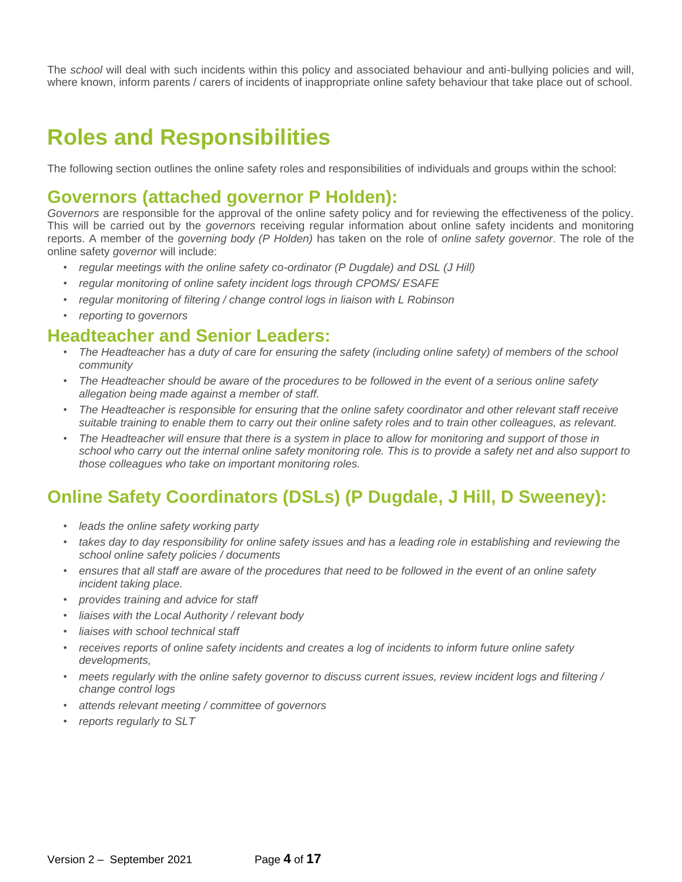The *school* will deal with such incidents within this policy and associated behaviour and anti-bullying policies and will, where known, inform parents / carers of incidents of inappropriate online safety behaviour that take place out of school.

# Roles and Responsibilities

The following section outlines the online safety roles and responsibilities of individuals and groups within the school:

## Governors (attached governor P Holden):

*Governors* are responsible for the approval of the online safety policy and for reviewing the effectiveness of the policy. This will be carried out by the *governors* receiving regular information about online safety incidents and monitoring reports. A member of the *governing body (P Holden)* has taken on the role of *online safety governor*. The role of the online safety *governor* will include:

- *regular meetings with the online safety co-ordinator (P Dugdale) and DSL (J Hill)*
- *regular monitoring of online safety incident logs through CPOMS/ ESAFE*
- *regular monitoring of filtering / change control logs in liaison with L Robinson*
- *reporting to governors*

## Headteacher and Senior Leaders:

- *The Headteacher has a duty of care for ensuring the safety (including online safety) of members of the school community*
- *The Headteacher should be aware of the procedures to be followed in the event of a serious online safety allegation being made against a member of staff.*
- *The Headteacher is responsible for ensuring that the online safety coordinator and other relevant staff receive suitable training to enable them to carry out their online safety roles and to train other colleagues, as relevant.*
- *The Headteacher will ensure that there is a system in place to allow for monitoring and support of those in school who carry out the internal online safety monitoring role. This is to provide a safety net and also support to those colleagues who take on important monitoring roles.*

## Online Safety Coordinators (DSLs) (P Dugdale, J Hill, D Sweeney):

- *leads the online safety working party*
- *takes day to day responsibility for online safety issues and has a leading role in establishing and reviewing the school online safety policies / documents*
- *ensures that all staff are aware of the procedures that need to be followed in the event of an online safety incident taking place.*
- *provides training and advice for staff*
- *liaises with the Local Authority / relevant body*
- *liaises with school technical staff*
- *receives reports of online safety incidents and creates a log of incidents to inform future online safety developments,*
- *meets regularly with the online safety governor to discuss current issues, review incident logs and filtering / change control logs*
- *attends relevant meeting / committee of governors*
- *reports regularly to SLT*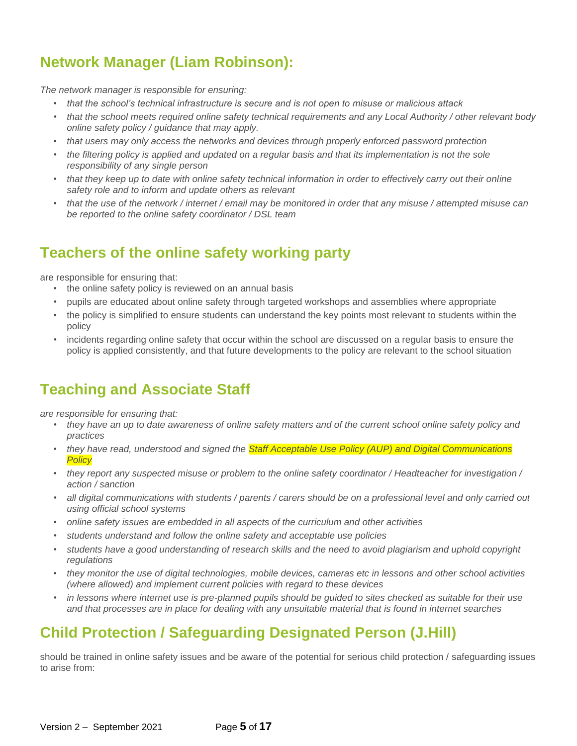## Network Manager (Liam Robinson):

*The network manager is responsible for ensuring:*

- *that the school's technical infrastructure is secure and is not open to misuse or malicious attack*
- *that the school meets required online safety technical requirements and any Local Authority / other relevant body online safety policy / guidance that may apply.*
- *that users may only access the networks and devices through properly enforced password protection*
- *the filtering policy is applied and updated on a regular basis and that its implementation is not the sole responsibility of any single person*
- *that they keep up to date with online safety technical information in order to effectively carry out their online safety role and to inform and update others as relevant*
- *that the use of the network / internet / email may be monitored in order that any misuse / attempted misuse can be reported to the online safety coordinator / DSL team*

## Teachers of the online safety working party

are responsible for ensuring that:

- the online safety policy is reviewed on an annual basis
- pupils are educated about online safety through targeted workshops and assemblies where appropriate
- the policy is simplified to ensure students can understand the key points most relevant to students within the policy
- incidents regarding online safety that occur within the school are discussed on a regular basis to ensure the policy is applied consistently, and that future developments to the policy are relevant to the school situation

## Teaching and Associate Staff

*are responsible for ensuring that:*

- *they have an up to date awareness of online safety matters and of the current school online safety policy and practices*
- *they have read, understood and signed the Staff Acceptable Use Policy (AUP) and Digital Communications Policy*
- *they report any suspected misuse or problem to the online safety coordinator / Headteacher for investigation / action / sanction*
- *all digital communications with students / parents / carers should be on a professional level and only carried out using official school systems*
- *online safety issues are embedded in all aspects of the curriculum and other activities*
- *students understand and follow the online safety and acceptable use policies*
- *students have a good understanding of research skills and the need to avoid plagiarism and uphold copyright regulations*
- *they monitor the use of digital technologies, mobile devices, cameras etc in lessons and other school activities (where allowed) and implement current policies with regard to these devices*
- *in lessons where internet use is pre-planned pupils should be guided to sites checked as suitable for their use and that processes are in place for dealing with any unsuitable material that is found in internet searches*

## Child Protection / Safeguarding Designated Person (J.Hill)

should be trained in online safety issues and be aware of the potential for serious child protection / safeguarding issues to arise from: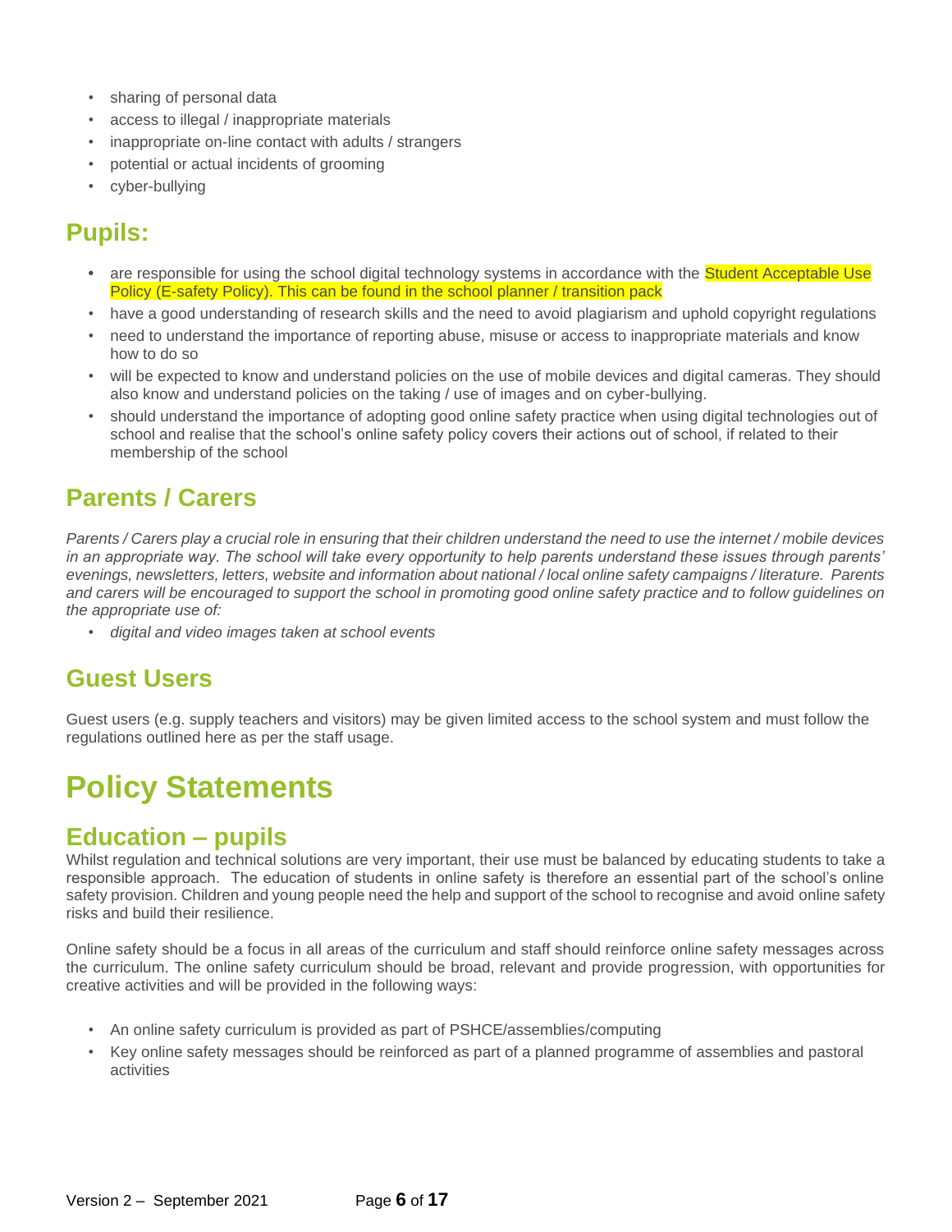- sharing of personal data
- access to illegal / inappropriate materials
- inappropriate on-line contact with adults / strangers
- potential or actual incidents of grooming
- cyber-bullying

## Pupils:

- are responsible for using the school digital technology systems in accordance with the Student Acceptable Use Policy (E-safety Policy). This can be found in the school planner / transition pack
- have a good understanding of research skills and the need to avoid plagiarism and uphold copyright regulations
- need to understand the importance of reporting abuse, misuse or access to inappropriate materials and know how to do so
- will be expected to know and understand policies on the use of mobile devices and digital cameras. They should also know and understand policies on the taking / use of images and on cyber-bullying.
- should understand the importance of adopting good online safety practice when using digital technologies out of school and realise that the school's online safety policy covers their actions out of school, if related to their membership of the school

## Parents / Carers

*Parents / Carers play a crucial role in ensuring that their children understand the need to use the internet / mobile devices in an appropriate way. The school will take every opportunity to help parents understand these issues through parents' evenings, newsletters, letters, website and information about national / local online safety campaigns / literature. Parents and carers will be encouraged to support the school in promoting good online safety practice and to follow guidelines on the appropriate use of:*

- *digital and video images taken at school events*

## Guest Users

Guest users (e.g. supply teachers and visitors) may be given limited access to the school system and must follow the regulations outlined here as per the staff usage.

# Policy Statements

## Education – pupils

Whilst regulation and technical solutions are very important, their use must be balanced by educating students to take a responsible approach. The education of students in online safety is therefore an essential part of the school's online safety provision. Children and young people need the help and support of the school to recognise and avoid online safety risks and build their resilience.

Online safety should be a focus in all areas of the curriculum and staff should reinforce online safety messages across the curriculum. The online safety curriculum should be broad, relevant and provide progression, with opportunities for creative activities and will be provided in the following ways:

- An online safety curriculum is provided as part of PSHCE/assemblies/computing
- Key online safety messages should be reinforced as part of a planned programme of assemblies and pastoral activities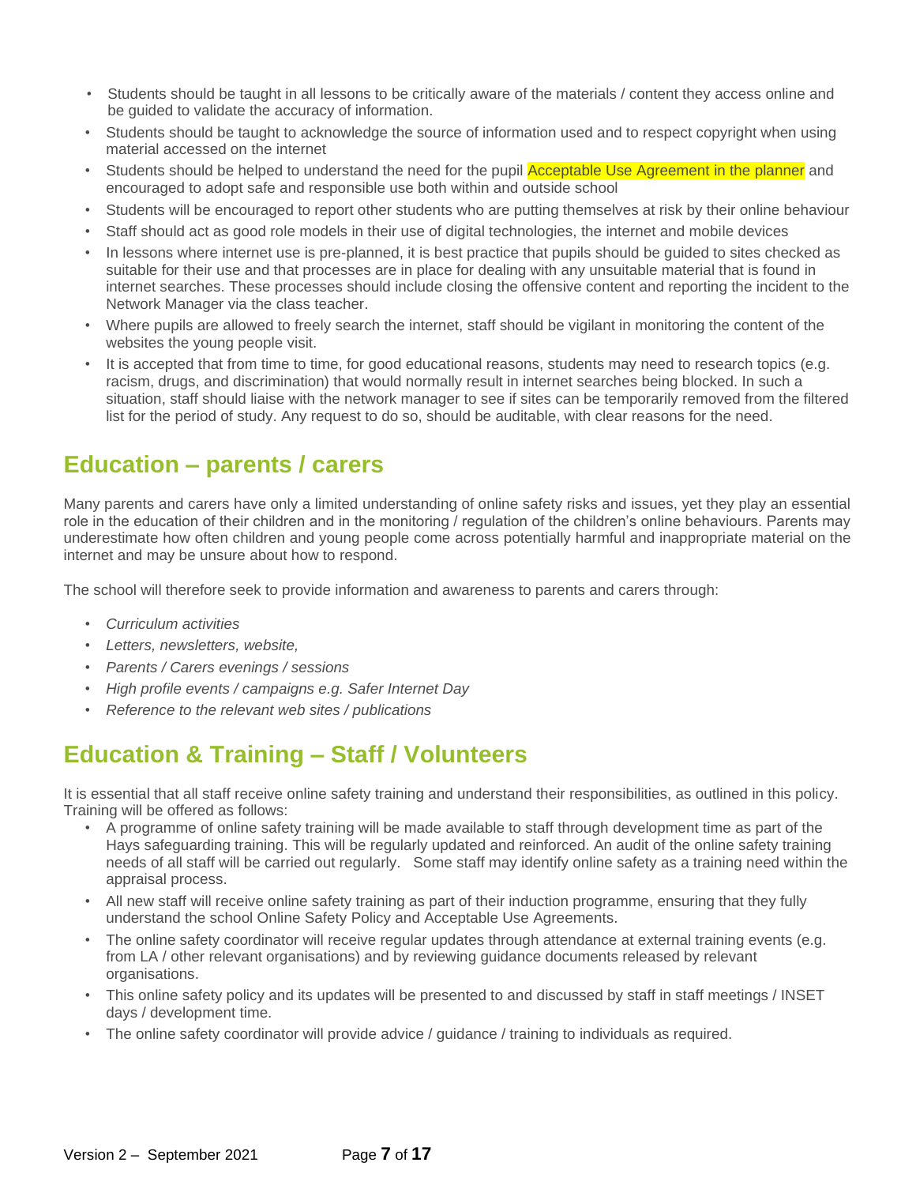- Students should be taught in all lessons to be critically aware of the materials / content they access online and be guided to validate the accuracy of information.
- Students should be taught to acknowledge the source of information used and to respect copyright when using material accessed on the internet
- Students should be helped to understand the need for the pupil Acceptable Use Agreement in the planner and encouraged to adopt safe and responsible use both within and outside school
- Students will be encouraged to report other students who are putting themselves at risk by their online behaviour
- Staff should act as good role models in their use of digital technologies, the internet and mobile devices
- In lessons where internet use is pre-planned, it is best practice that pupils should be guided to sites checked as suitable for their use and that processes are in place for dealing with any unsuitable material that is found in internet searches. These processes should include closing the offensive content and reporting the incident to the Network Manager via the class teacher.
- Where pupils are allowed to freely search the internet, staff should be vigilant in monitoring the content of the websites the young people visit.
- It is accepted that from time to time, for good educational reasons, students may need to research topics (e.g. racism, drugs, and discrimination) that would normally result in internet searches being blocked. In such a situation, staff should liaise with the network manager to see if sites can be temporarily removed from the filtered list for the period of study. Any request to do so, should be auditable, with clear reasons for the need.

## Education – parents / carers

Many parents and carers have only a limited understanding of online safety risks and issues, yet they play an essential role in the education of their children and in the monitoring / regulation of the children's online behaviours. Parents may underestimate how often children and young people come across potentially harmful and inappropriate material on the internet and may be unsure about how to respond.

The school will therefore seek to provide information and awareness to parents and carers through:

- *Curriculum activities*
- *Letters, newsletters, website,*
- *Parents / Carers evenings / sessions*
- *High profile events / campaigns e.g. Safer Internet Day*
- *Reference to the relevant web sites / publications*

## Education & Training – Staff / Volunteers

It is essential that all staff receive online safety training and understand their responsibilities, as outlined in this policy. Training will be offered as follows:

- A programme of online safety training will be made available to staff through development time as part of the Hays safeguarding training. This will be regularly updated and reinforced. An audit of the online safety training needs of all staff will be carried out regularly. Some staff may identify online safety as a training need within the appraisal process.
- All new staff will receive online safety training as part of their induction programme, ensuring that they fully understand the school Online Safety Policy and Acceptable Use Agreements.
- The online safety coordinator will receive regular updates through attendance at external training events (e.g. from LA / other relevant organisations) and by reviewing guidance documents released by relevant organisations.
- This online safety policy and its updates will be presented to and discussed by staff in staff meetings / INSET days / development time.
- The online safety coordinator will provide advice / guidance / training to individuals as required.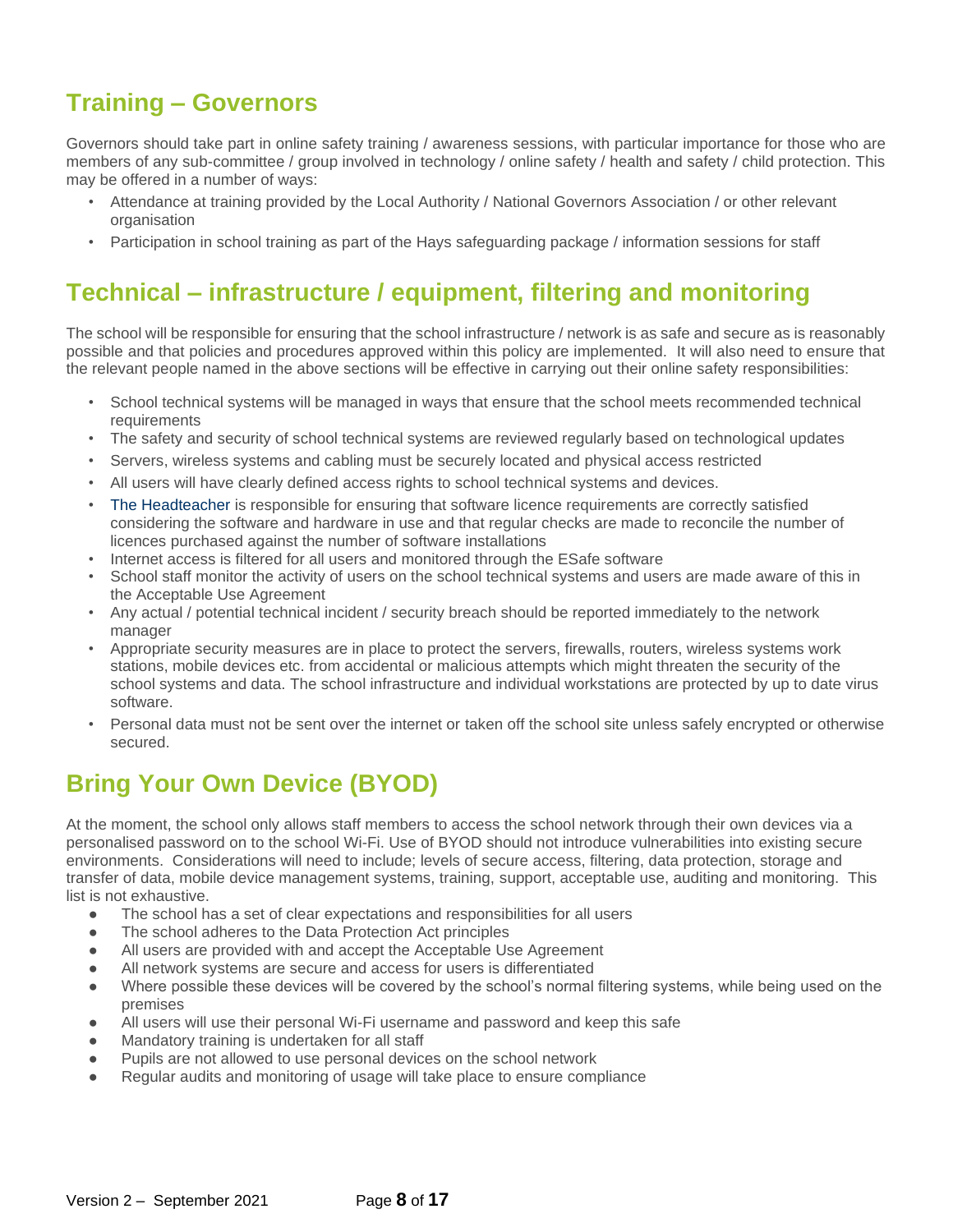## Training – Governors

Governors should take part in online safety training / awareness sessions, with particular importance for those who are members of any sub-committee / group involved in technology / online safety / health and safety / child protection. This may be offered in a number of ways:

- Attendance at training provided by the Local Authority / National Governors Association / or other relevant organisation
- Participation in school training as part of the Hays safeguarding package / information sessions for staff

## Technical – infrastructure / equipment, filtering and monitoring

The school will be responsible for ensuring that the school infrastructure / network is as safe and secure as is reasonably possible and that policies and procedures approved within this policy are implemented. It will also need to ensure that the relevant people named in the above sections will be effective in carrying out their online safety responsibilities:

- School technical systems will be managed in ways that ensure that the school meets recommended technical requirements
- The safety and security of school technical systems are reviewed regularly based on technological updates
- Servers, wireless systems and cabling must be securely located and physical access restricted
- All users will have clearly defined access rights to school technical systems and devices.
- The Headteacher is responsible for ensuring that software licence requirements are correctly satisfied considering the software and hardware in use and that regular checks are made to reconcile the number of licences purchased against the number of software installations
- Internet access is filtered for all users and monitored through the ESafe software
- School staff monitor the activity of users on the school technical systems and users are made aware of this in the Acceptable Use Agreement
- Any actual / potential technical incident / security breach should be reported immediately to the network manager
- Appropriate security measures are in place to protect the servers, firewalls, routers, wireless systems work stations, mobile devices etc. from accidental or malicious attempts which might threaten the security of the school systems and data. The school infrastructure and individual workstations are protected by up to date virus software.
- Personal data must not be sent over the internet or taken off the school site unless safely encrypted or otherwise secured.

## Bring Your Own Device (BYOD)

At the moment, the school only allows staff members to access the school network through their own devices via a personalised password on to the school Wi-Fi. Use of BYOD should not introduce vulnerabilities into existing secure environments. Considerations will need to include; levels of secure access, filtering, data protection, storage and transfer of data, mobile device management systems, training, support, acceptable use, auditing and monitoring. This list is not exhaustive.

- The school has a set of clear expectations and responsibilities for all users
- The school adheres to the Data Protection Act principles
- All users are provided with and accept the Acceptable Use Agreement
- All network systems are secure and access for users is differentiated
- Where possible these devices will be covered by the school's normal filtering systems, while being used on the premises
- All users will use their personal Wi-Fi username and password and keep this safe
- Mandatory training is undertaken for all staff
- Pupils are not allowed to use personal devices on the school network
- Regular audits and monitoring of usage will take place to ensure compliance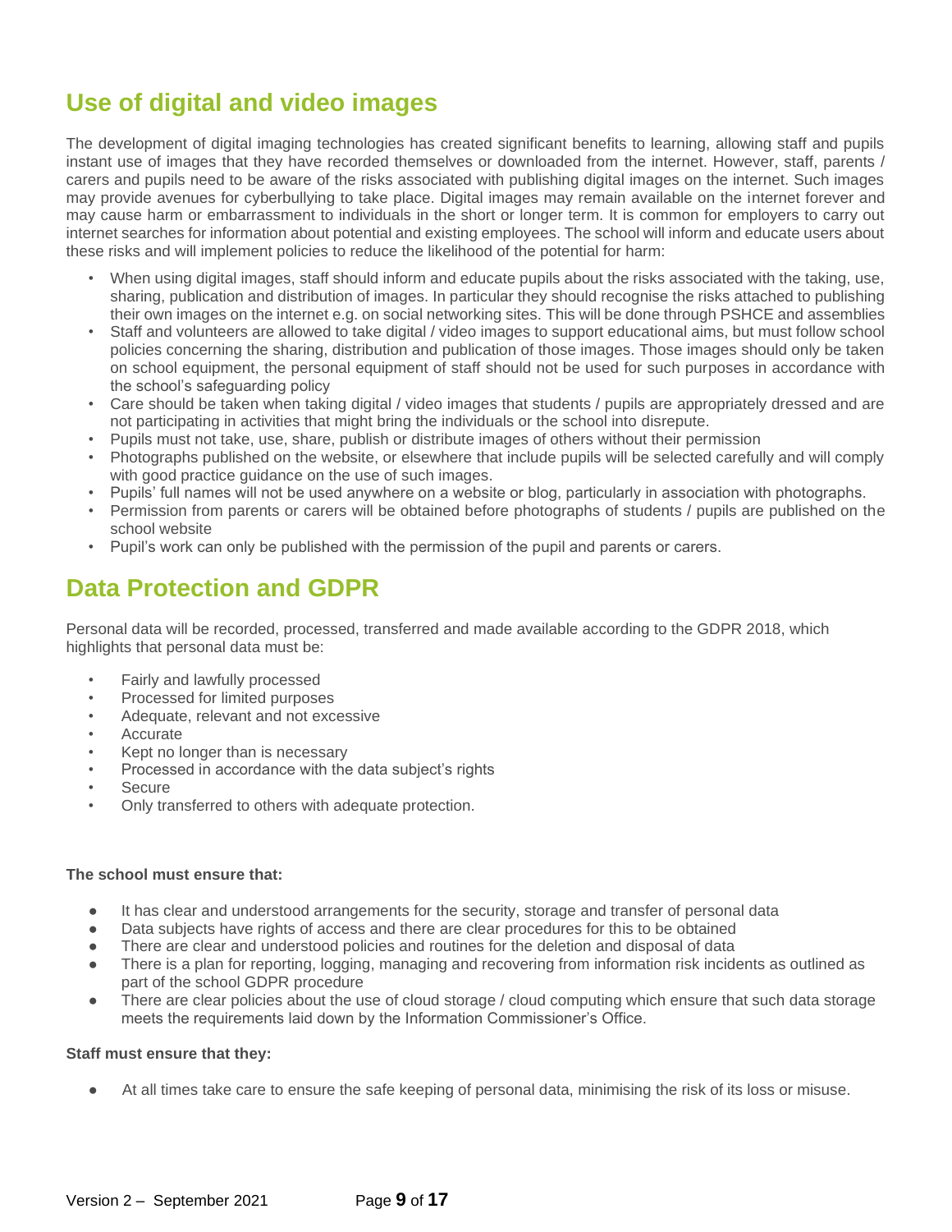## Use of digital and video images

The development of digital imaging technologies has created significant benefits to learning, allowing staff and pupils instant use of images that they have recorded themselves or downloaded from the internet. However, staff, parents / carers and pupils need to be aware of the risks associated with publishing digital images on the internet. Such images may provide avenues for cyberbullying to take place. Digital images may remain available on the internet forever and may cause harm or embarrassment to individuals in the short or longer term. It is common for employers to carry out internet searches for information about potential and existing employees. The school will inform and educate users about these risks and will implement policies to reduce the likelihood of the potential for harm:

- When using digital images, staff should inform and educate pupils about the risks associated with the taking, use, sharing, publication and distribution of images. In particular they should recognise the risks attached to publishing their own images on the internet e.g. on social networking sites. This will be done through PSHCE and assemblies
- Staff and volunteers are allowed to take digital / video images to support educational aims, but must follow school policies concerning the sharing, distribution and publication of those images. Those images should only be taken on school equipment, the personal equipment of staff should not be used for such purposes in accordance with the school's safeguarding policy
- Care should be taken when taking digital / video images that students / pupils are appropriately dressed and are not participating in activities that might bring the individuals or the school into disrepute.
- Pupils must not take, use, share, publish or distribute images of others without their permission
- Photographs published on the website, or elsewhere that include pupils will be selected carefully and will comply with good practice guidance on the use of such images.
- Pupils' full names will not be used anywhere on a website or blog, particularly in association with photographs.
- Permission from parents or carers will be obtained before photographs of students / pupils are published on the school website
- Pupil's work can only be published with the permission of the pupil and parents or carers.

## Data Protection and GDPR

Personal data will be recorded, processed, transferred and made available according to the GDPR 2018, which highlights that personal data must be:

- Fairly and lawfully processed
- Processed for limited purposes
- Adequate, relevant and not excessive
- Accurate
- Kept no longer than is necessary
- Processed in accordance with the data subject's rights
- Secure
- Only transferred to others with adequate protection.

**The school must ensure that:**

- It has clear and understood arrangements for the security, storage and transfer of personal data
- Data subjects have rights of access and there are clear procedures for this to be obtained
- There are clear and understood policies and routines for the deletion and disposal of data
- There is a plan for reporting, logging, managing and recovering from information risk incidents as outlined as part of the school GDPR procedure
- There are clear policies about the use of cloud storage / cloud computing which ensure that such data storage meets the requirements laid down by the Information Commissioner's Office.

**Staff must ensure that they:**

- At all times take care to ensure the safe keeping of personal data, minimising the risk of its loss or misuse.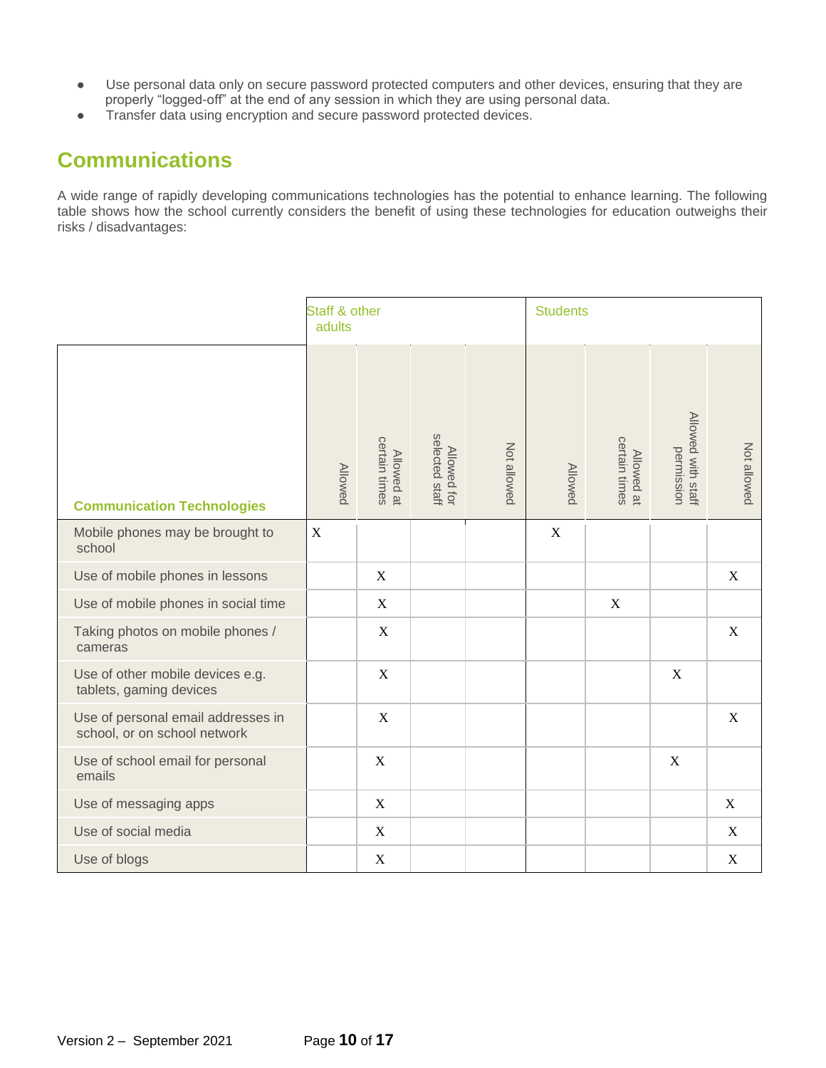- Use personal data only on secure password protected computers and other devices, ensuring that they are properly "logged-off" at the end of any session in which they are using personal data.
- Transfer data using encryption and secure password protected devices.

## Communications

A wide range of rapidly developing communications technologies has the potential to enhance learning. The following table shows how the school currently considers the benefit of using these technologies for education outweighs their risks / disadvantages:

| | Staff & other adults | | | | Students | | | |
|---|---|---|---|---|---|---|---|---|
| **Communication Technologies** | Allowed | Allowed at certain times | Allowed for selected staff | Not allowed | Allowed | Allowed at certain times | Allowed with staff permission | Not allowed |
| Mobile phones may be brought to school | X | | | | X | | | |
| Use of mobile phones in lessons | | X | | | | | | X |
| Use of mobile phones in social time | | X | | | | X | | |
| Taking photos on mobile phones / cameras | | X | | | | | | X |
| Use of other mobile devices e.g. tablets, gaming devices | | X | | | | | X | |
| Use of personal email addresses in school, or on school network | | X | | | | | | X |
| Use of school email for personal emails | | X | | | | | X | |
| Use of messaging apps | | X | | | | | | X |
| Use of social media | | X | | | | | | X |
| Use of blogs | | X | | | | | | X |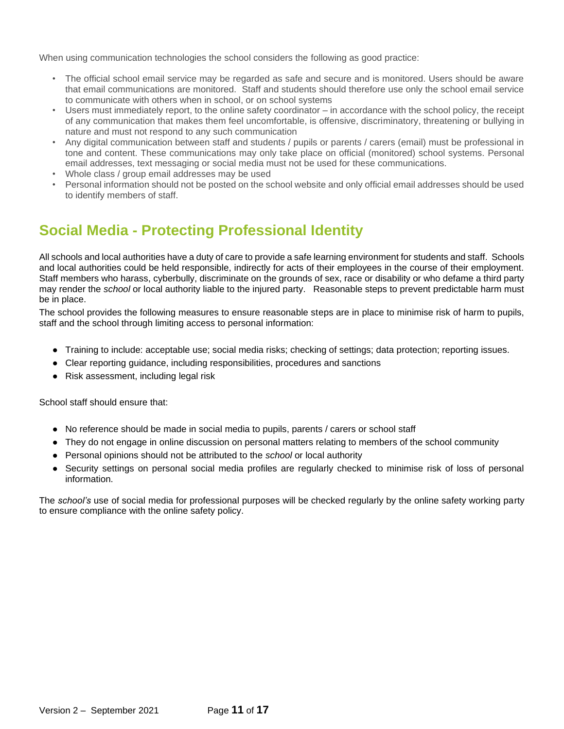When using communication technologies the school considers the following as good practice:

- The official school email service may be regarded as safe and secure and is monitored. Users should be aware that email communications are monitored. Staff and students should therefore use only the school email service to communicate with others when in school, or on school systems
- Users must immediately report, to the online safety coordinator – in accordance with the school policy, the receipt of any communication that makes them feel uncomfortable, is offensive, discriminatory, threatening or bullying in nature and must not respond to any such communication
- Any digital communication between staff and students / pupils or parents / carers (email) must be professional in tone and content. These communications may only take place on official (monitored) school systems. Personal email addresses, text messaging or social media must not be used for these communications.
- Whole class / group email addresses may be used
- Personal information should not be posted on the school website and only official email addresses should be used to identify members of staff.

## Social Media - Protecting Professional Identity

All schools and local authorities have a duty of care to provide a safe learning environment for students and staff. Schools and local authorities could be held responsible, indirectly for acts of their employees in the course of their employment. Staff members who harass, cyberbully, discriminate on the grounds of sex, race or disability or who defame a third party may render the *school* or local authority liable to the injured party. Reasonable steps to prevent predictable harm must be in place.

The school provides the following measures to ensure reasonable steps are in place to minimise risk of harm to pupils, staff and the school through limiting access to personal information:

- Training to include: acceptable use; social media risks; checking of settings; data protection; reporting issues.
- Clear reporting guidance, including responsibilities, procedures and sanctions
- Risk assessment, including legal risk

School staff should ensure that:

- No reference should be made in social media to pupils, parents / carers or school staff
- They do not engage in online discussion on personal matters relating to members of the school community
- Personal opinions should not be attributed to the *school* or local authority
- Security settings on personal social media profiles are regularly checked to minimise risk of loss of personal information.

The *school's* use of social media for professional purposes will be checked regularly by the online safety working party to ensure compliance with the online safety policy.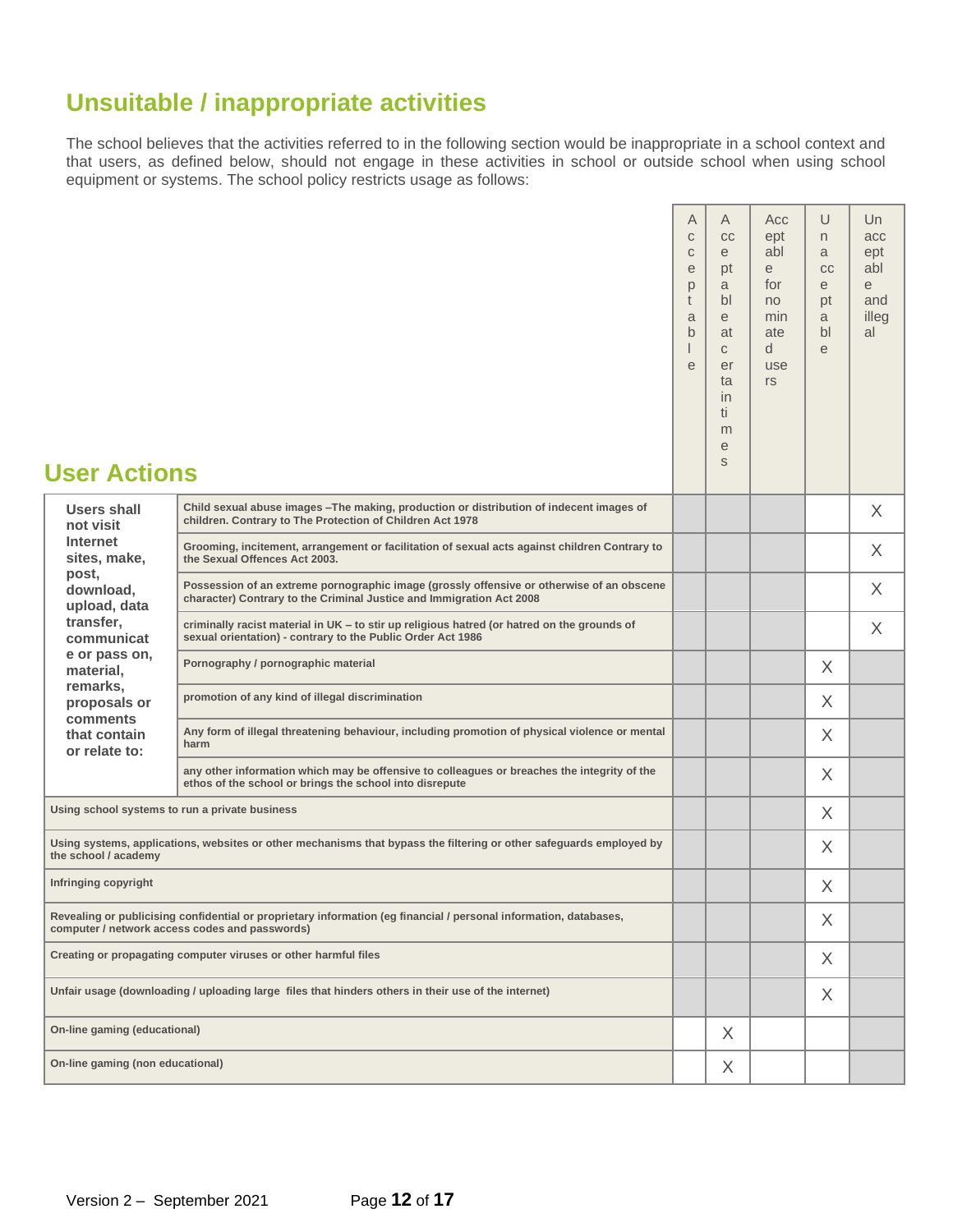## Unsuitable / inappropriate activities

The school believes that the activities referred to in the following section would be inappropriate in a school context and that users, as defined below, should not engage in these activities in school or outside school when using school equipment or systems. The school policy restricts usage as follows:

## User Actions

| User Actions | | Acceptable | Acceptable at certain times | Acceptable for nominated users | Unacceptable | Unacceptable and illegal |
|---|---|---|---|---|---|---|
| **Users shall not visit Internet sites, make, post, download, upload, data transfer, communicate or pass on, material, remarks, proposals or comments that contain or relate to:** | Child sexual abuse images –The making, production or distribution of indecent images of children. Contrary to The Protection of Children Act 1978 | | | | | X |
| | Grooming, incitement, arrangement or facilitation of sexual acts against children Contrary to the Sexual Offences Act 2003. | | | | | X |
| | Possession of an extreme pornographic image (grossly offensive or otherwise of an obscene character) Contrary to the Criminal Justice and Immigration Act 2008 | | | | | X |
| | criminally racist material in UK – to stir up religious hatred (or hatred on the grounds of sexual orientation) - contrary to the Public Order Act 1986 | | | | | X |
| | Pornography / pornographic material | | | | X | |
| | promotion of any kind of illegal discrimination | | | | X | |
| | Any form of illegal threatening behaviour, including promotion of physical violence or mental harm | | | | X | |
| | any other information which may be offensive to colleagues or breaches the integrity of the ethos of the school or brings the school into disrepute | | | | X | |
| Using school systems to run a private business | | | | | X | |
| Using systems, applications, websites or other mechanisms that bypass the filtering or other safeguards employed by the school / academy | | | | | X | |
| Infringing copyright | | | | | X | |
| Revealing or publicising confidential or proprietary information (eg financial / personal information, databases, computer / network access codes and passwords) | | | | | X | |
| Creating or propagating computer viruses or other harmful files | | | | | X | |
| Unfair usage (downloading / uploading large files that hinders others in their use of the internet) | | | | | X | |
| On-line gaming (educational) | | | X | | | |
| On-line gaming (non educational) | | | X | | | |

Version 2 – September 2021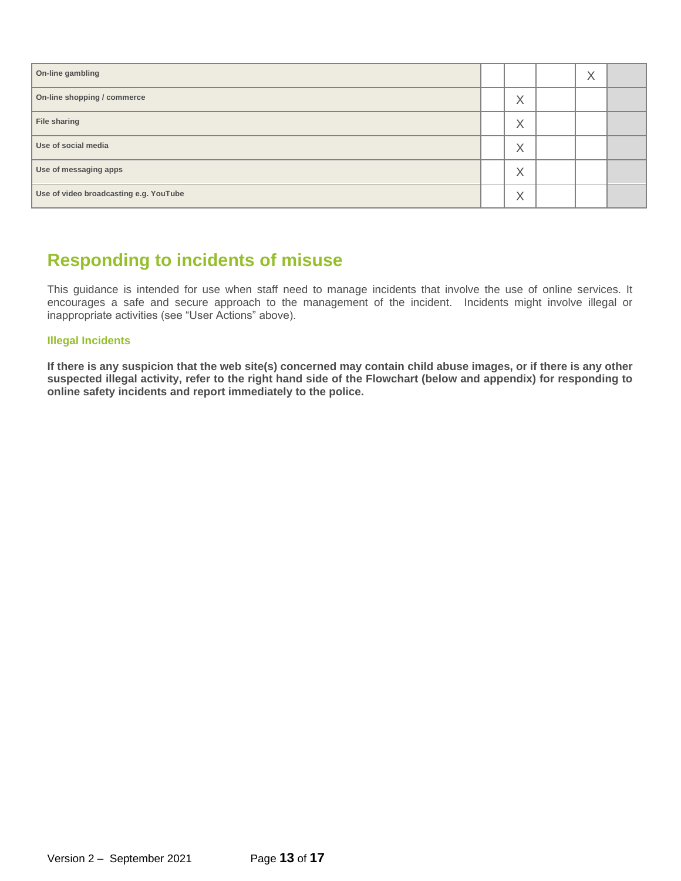| | | | | | |
|---|---|---|---|---|---|
| **On-line gambling** | | | | X | |
| **On-line shopping / commerce** | | X | | | |
| **File sharing** | | X | | | |
| **Use of social media** | | X | | | |
| **Use of messaging apps** | | X | | | |
| **Use of video broadcasting e.g. YouTube** | | X | | | |

## Responding to incidents of misuse

This guidance is intended for use when staff need to manage incidents that involve the use of online services. It encourages a safe and secure approach to the management of the incident. Incidents might involve illegal or inappropriate activities (see "User Actions" above).

### Illegal Incidents

**If there is any suspicion that the web site(s) concerned may contain child abuse images, or if there is any other suspected illegal activity, refer to the right hand side of the Flowchart (below and appendix) for responding to online safety incidents and report immediately to the police.**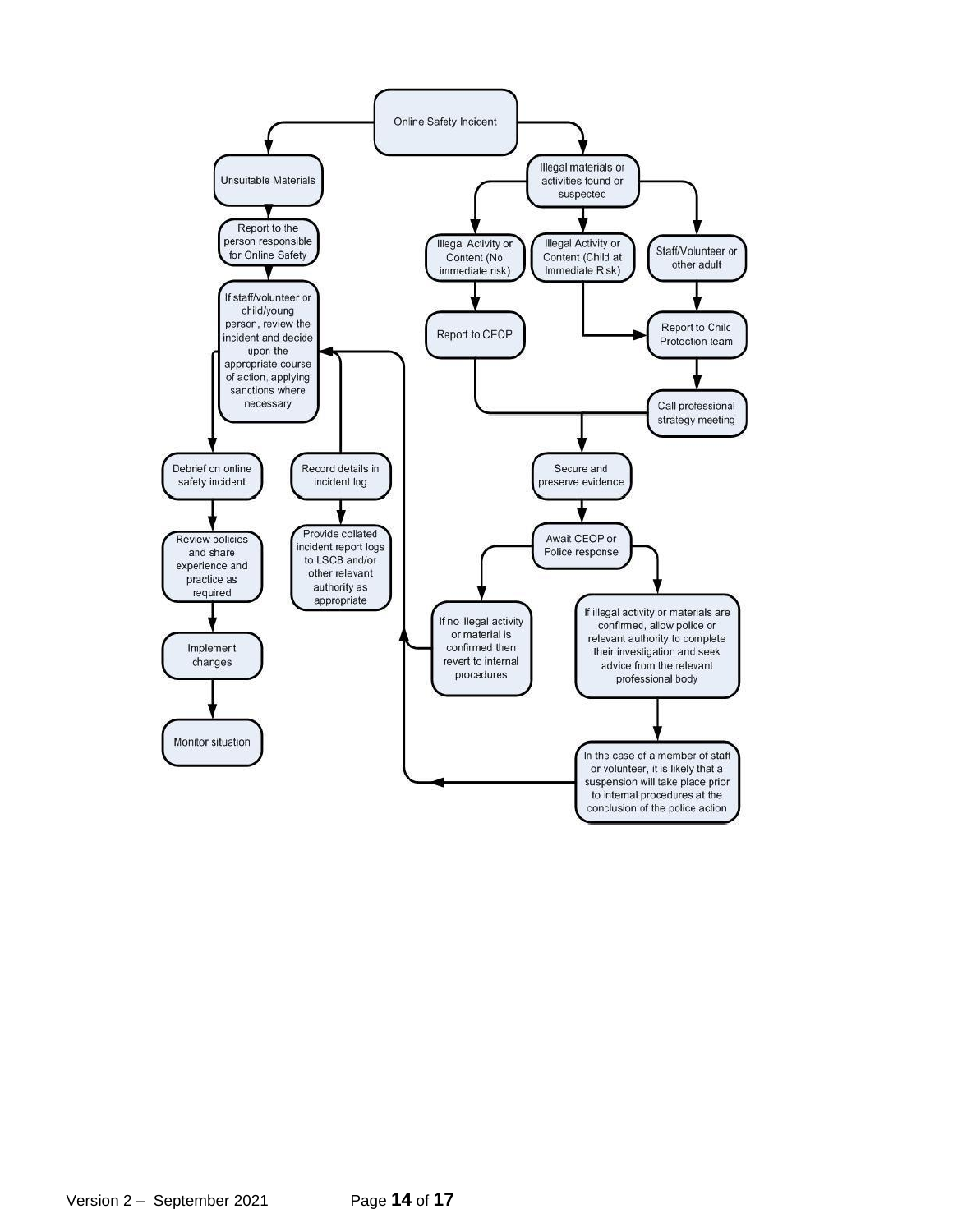Online Safety Incident

Unsuitable Materials

Report to the person responsible for Online Safety

If staff/volunteer or child/young person, review the incident and decide upon the appropriate course of action, applying sanctions where necessary

Debrief on online safety incident

Review policies and share experience and practice as required

Implement changes

Monitor situation

Record details in incident log

Provide collated incident report logs to LSCB and/or other relevant authority as appropriate

Illegal materials or activities found or suspected

Illegal Activity or Content (No immediate risk)

Report to CEOP

Illegal Activity or Content (Child at Immediate Risk)

Staff/Volunteer or other adult

Report to Child Protection team

Call professional strategy meeting

Secure and preserve evidence

Await CEOP or Police response

If no illegal activity or material is confirmed then revert to internal procedures

If illegal activity or materials are confirmed, allow police or relevant authority to complete their investigation and seek advice from the relevant professional body

In the case of a member of staff or volunteer, it is likely that a suspension will take place prior to internal procedures at the conclusion of the police action

Version 2 – September 2021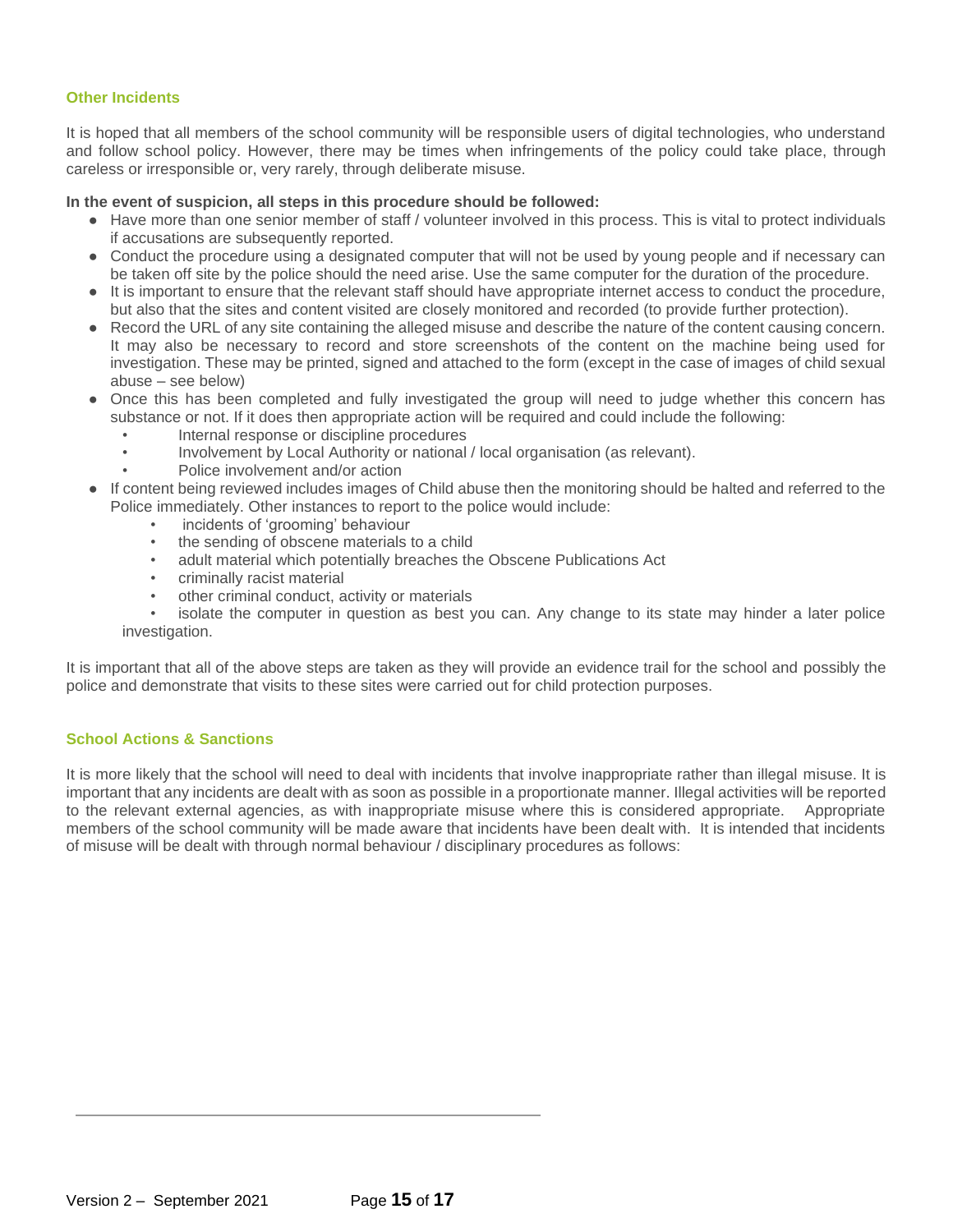### Other Incidents

It is hoped that all members of the school community will be responsible users of digital technologies, who understand and follow school policy. However, there may be times when infringements of the policy could take place, through careless or irresponsible or, very rarely, through deliberate misuse.

**In the event of suspicion, all steps in this procedure should be followed:**

- Have more than one senior member of staff / volunteer involved in this process. This is vital to protect individuals if accusations are subsequently reported.
- Conduct the procedure using a designated computer that will not be used by young people and if necessary can be taken off site by the police should the need arise. Use the same computer for the duration of the procedure.
- It is important to ensure that the relevant staff should have appropriate internet access to conduct the procedure, but also that the sites and content visited are closely monitored and recorded (to provide further protection).
- Record the URL of any site containing the alleged misuse and describe the nature of the content causing concern. It may also be necessary to record and store screenshots of the content on the machine being used for investigation. These may be printed, signed and attached to the form (except in the case of images of child sexual abuse – see below)
- Once this has been completed and fully investigated the group will need to judge whether this concern has substance or not. If it does then appropriate action will be required and could include the following:
  - Internal response or discipline procedures
  - Involvement by Local Authority or national / local organisation (as relevant).
  - Police involvement and/or action
- If content being reviewed includes images of Child abuse then the monitoring should be halted and referred to the Police immediately. Other instances to report to the police would include:
  - incidents of 'grooming' behaviour
  - the sending of obscene materials to a child
  - adult material which potentially breaches the Obscene Publications Act
  - criminally racist material
  - other criminal conduct, activity or materials
  - isolate the computer in question as best you can. Any change to its state may hinder a later police investigation.

It is important that all of the above steps are taken as they will provide an evidence trail for the school and possibly the police and demonstrate that visits to these sites were carried out for child protection purposes.

### School Actions & Sanctions

It is more likely that the school will need to deal with incidents that involve inappropriate rather than illegal misuse. It is important that any incidents are dealt with as soon as possible in a proportionate manner. Illegal activities will be reported to the relevant external agencies, as with inappropriate misuse where this is considered appropriate. Appropriate members of the school community will be made aware that incidents have been dealt with. It is intended that incidents of misuse will be dealt with through normal behaviour / disciplinary procedures as follows: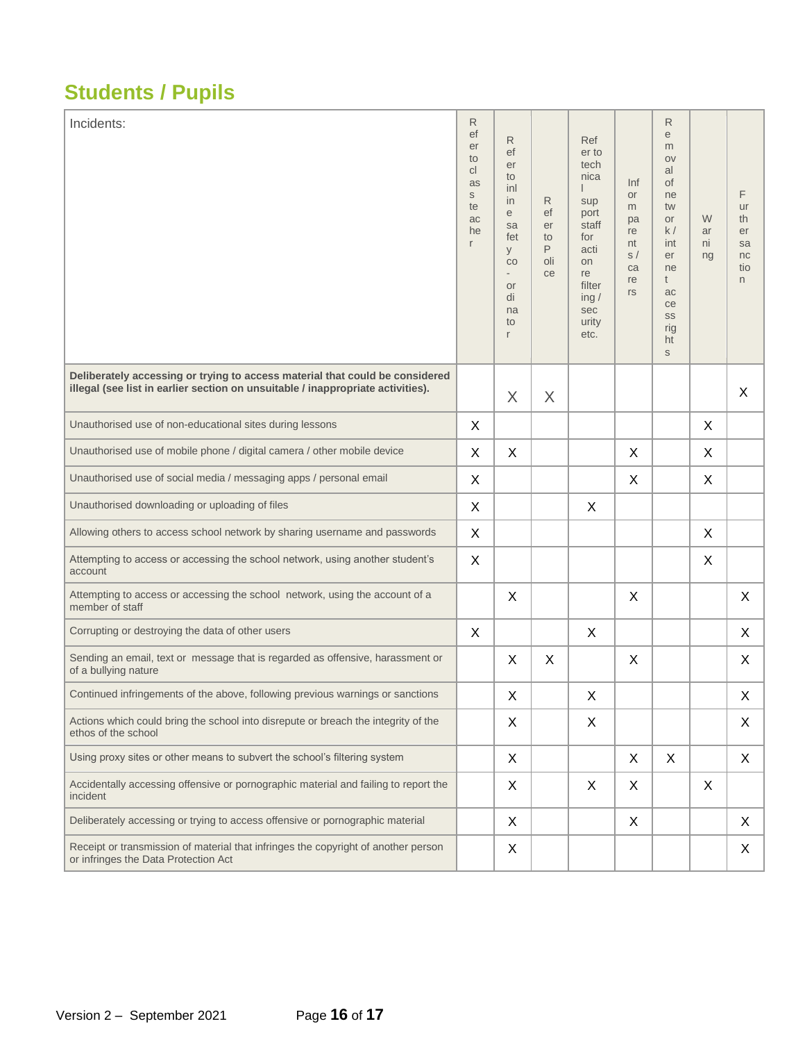## Students / Pupils

| Incidents: | Refer to class teacher | Refer to inline safety co-ordinator | Refer to Police | Refer to technical support staff for action re filtering / security etc. | Inform parents / carers | Removal of network / internet access rights | Warning | Further sanction |
|---|---|---|---|---|---|---|---|---|
| **Deliberately accessing or trying to access material that could be considered illegal (see list in earlier section on unsuitable / inappropriate activities).** | | X | X | | | | | X |
| Unauthorised use of non-educational sites during lessons | X | | | | | | X | |
| Unauthorised use of mobile phone / digital camera / other mobile device | X | X | | | X | | X | |
| Unauthorised use of social media / messaging apps / personal email | X | | | | X | | X | |
| Unauthorised downloading or uploading of files | X | | | X | | | | |
| Allowing others to access school network by sharing username and passwords | X | | | | | | X | |
| Attempting to access or accessing the school network, using another student's account | X | | | | | | X | |
| Attempting to access or accessing the school network, using the account of a member of staff | | X | | | X | | | X |
| Corrupting or destroying the data of other users | X | | | X | | | | X |
| Sending an email, text or message that is regarded as offensive, harassment or of a bullying nature | | X | X | | X | | | X |
| Continued infringements of the above, following previous warnings or sanctions | | X | | X | | | | X |
| Actions which could bring the school into disrepute or breach the integrity of the ethos of the school | | X | | X | | | | X |
| Using proxy sites or other means to subvert the school's filtering system | | X | | | X | X | | X |
| Accidentally accessing offensive or pornographic material and failing to report the incident | | X | | X | X | | X | |
| Deliberately accessing or trying to access offensive or pornographic material | | X | | | X | | | X |
| Receipt or transmission of material that infringes the copyright of another person or infringes the Data Protection Act | | X | | | | | | X |

Version 2 – September 2021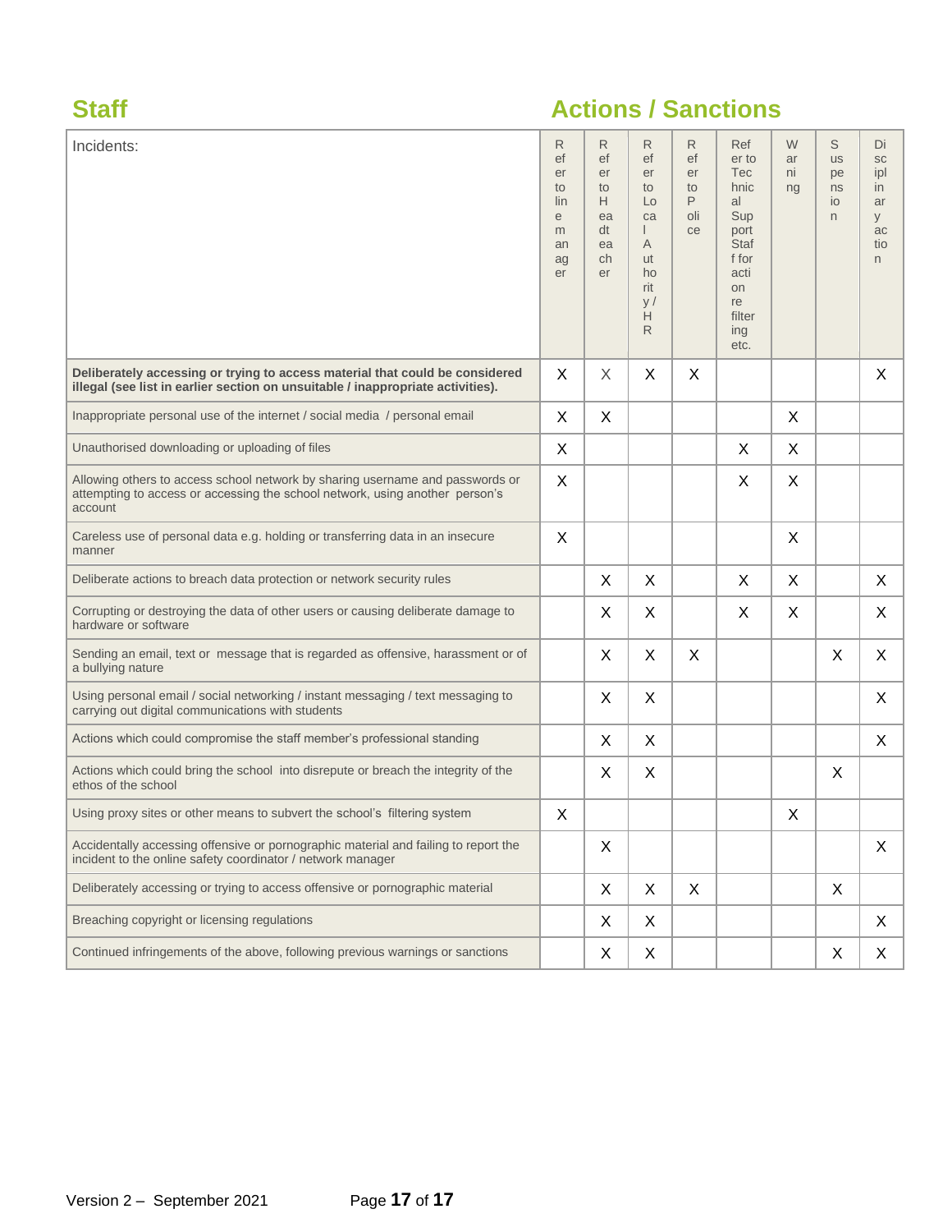## Staff

## Actions / Sanctions

| Incidents: | Refer to line manager | Refer to Headteacher | Refer to Local Authority / HR | Refer to Police | Refer to Technical Support Staff for action re filtering etc. | Warning | Suspension | Disciplinary action |
|---|---|---|---|---|---|---|---|---|
| **Deliberately accessing or trying to access material that could be considered illegal (see list in earlier section on unsuitable / inappropriate activities).** | X | X | X | X | | | | X |
| Inappropriate personal use of the internet / social media / personal email | X | X | | | | X | | |
| Unauthorised downloading or uploading of files | X | | | | X | X | | |
| Allowing others to access school network by sharing username and passwords or attempting to access or accessing the school network, using another person's account | X | | | | X | X | | |
| Careless use of personal data e.g. holding or transferring data in an insecure manner | X | | | | | X | | |
| Deliberate actions to breach data protection or network security rules | | X | X | | X | X | | X |
| Corrupting or destroying the data of other users or causing deliberate damage to hardware or software | | X | X | | X | X | | X |
| Sending an email, text or message that is regarded as offensive, harassment or of a bullying nature | | X | X | X | | | X | X |
| Using personal email / social networking / instant messaging / text messaging to carrying out digital communications with students | | X | X | | | | | X |
| Actions which could compromise the staff member's professional standing | | X | X | | | | | X |
| Actions which could bring the school into disrepute or breach the integrity of the ethos of the school | | X | X | | | | X | |
| Using proxy sites or other means to subvert the school's filtering system | X | | | | | X | | |
| Accidentally accessing offensive or pornographic material and failing to report the incident to the online safety coordinator / network manager | | X | | | | | | X |
| Deliberately accessing or trying to access offensive or pornographic material | | X | X | X | | | X | |
| Breaching copyright or licensing regulations | | X | X | | | | | X |
| Continued infringements of the above, following previous warnings or sanctions | | X | X | | | | X | X |

Version 2 – September 2021